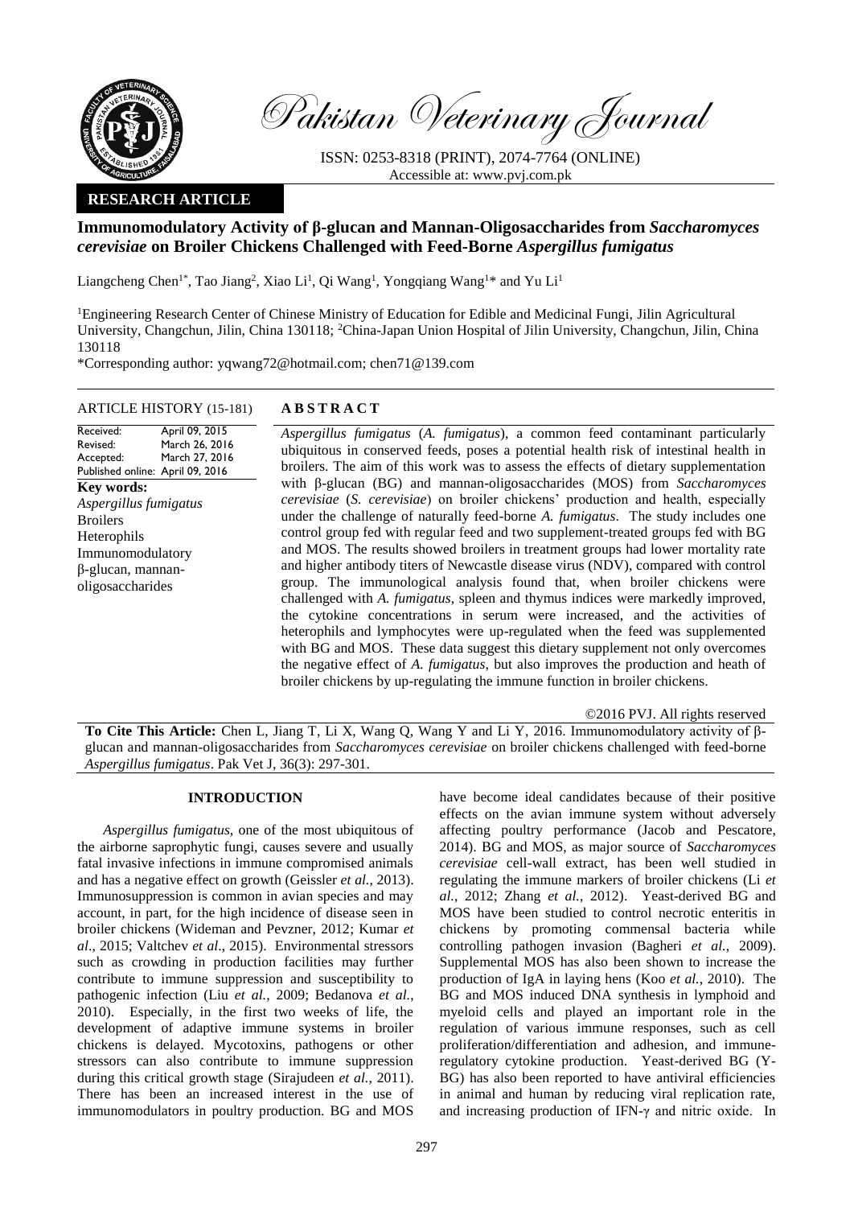Pakistan Veterinary Journal

ISSN: 0253-8318 (PRINT), 2074-7764 (ONLINE)
Accessible at: www.pvj.com.pk

**RESEARCH ARTICLE**

# Immunomodulatory Activity of β-glucan and Mannan-Oligosaccharides from *Saccharomyces cerevisiae* on Broiler Chickens Challenged with Feed-Borne *Aspergillus fumigatus*

Liangcheng Chen[1*], Tao Jiang[2], Xiao Li[1], Qi Wang[1], Yongqiang Wang[1]* and Yu Li[1]

[1]Engineering Research Center of Chinese Ministry of Education for Edible and Medicinal Fungi, Jilin Agricultural University, Changchun, Jilin, China 130118; [2]China-Japan Union Hospital of Jilin University, Changchun, Jilin, China 130118

*Corresponding author: yqwang72@hotmail.com; chen71@139.com

**ARTICLE HISTORY** (15-181)

Received: April 09, 2015
Revised: March 26, 2016
Accepted: March 27, 2016
Published online: April 09, 2016

**Key words:**
*Aspergillus fumigatus*
Broilers
Heterophils
Immunomodulatory
β-glucan, mannan-oligosaccharides

## ABSTRACT

*Aspergillus fumigatus* (*A. fumigatus*), a common feed contaminant particularly ubiquitous in conserved feeds, poses a potential health risk of intestinal health in broilers. The aim of this work was to assess the effects of dietary supplementation with β-glucan (BG) and mannan-oligosaccharides (MOS) from *Saccharomyces cerevisiae* (*S. cerevisiae*) on broiler chickens' production and health, especially under the challenge of naturally feed-borne *A. fumigatus*. The study includes one control group fed with regular feed and two supplement-treated groups fed with BG and MOS. The results showed broilers in treatment groups had lower mortality rate and higher antibody titers of Newcastle disease virus (NDV), compared with control group. The immunological analysis found that, when broiler chickens were challenged with *A. fumigatus*, spleen and thymus indices were markedly improved, the cytokine concentrations in serum were increased, and the activities of heterophils and lymphocytes were up-regulated when the feed was supplemented with BG and MOS. These data suggest this dietary supplement not only overcomes the negative effect of *A. fumigatus*, but also improves the production and heath of broiler chickens by up-regulating the immune function in broiler chickens.

©2016 PVJ. All rights reserved

**To Cite This Article:** Chen L, Jiang T, Li X, Wang Q, Wang Y and Li Y, 2016. Immunomodulatory activity of β-glucan and mannan-oligosaccharides from *Saccharomyces cerevisiae* on broiler chickens challenged with feed-borne *Aspergillus fumigatus*. Pak Vet J, 36(3): 297-301.

## INTRODUCTION

*Aspergillus fumigatus*, one of the most ubiquitous of the airborne saprophytic fungi, causes severe and usually fatal invasive infections in immune compromised animals and has a negative effect on growth (Geissler *et al.*, 2013). Immunosuppression is common in avian species and may account, in part, for the high incidence of disease seen in broiler chickens (Wideman and Pevzner, 2012; Kumar *et al*., 2015; Valtchev *et al*., 2015). Environmental stressors such as crowding in production facilities may further contribute to immune suppression and susceptibility to pathogenic infection (Liu *et al.*, 2009; Bedanova *et al.*, 2010). Especially, in the first two weeks of life, the development of adaptive immune systems in broiler chickens is delayed. Mycotoxins, pathogens or other stressors can also contribute to immune suppression during this critical growth stage (Sirajudeen *et al.*, 2011). There has been an increased interest in the use of immunomodulators in poultry production. BG and MOS have become ideal candidates because of their positive effects on the avian immune system without adversely affecting poultry performance (Jacob and Pescatore, 2014). BG and MOS, as major source of *Saccharomyces cerevisiae* cell-wall extract, has been well studied in regulating the immune markers of broiler chickens (Li *et al.*, 2012; Zhang *et al.*, 2012). Yeast-derived BG and MOS have been studied to control necrotic enteritis in chickens by promoting commensal bacteria while controlling pathogen invasion (Bagheri *et al.*, 2009). Supplemental MOS has also been shown to increase the production of IgA in laying hens (Koo *et al.*, 2010). The BG and MOS induced DNA synthesis in lymphoid and myeloid cells and played an important role in the regulation of various immune responses, such as cell proliferation/differentiation and adhesion, and immune-regulatory cytokine production. Yeast-derived BG (Y-BG) has also been reported to have antiviral efficiencies in animal and human by reducing viral replication rate, and increasing production of IFN-γ and nitric oxide. In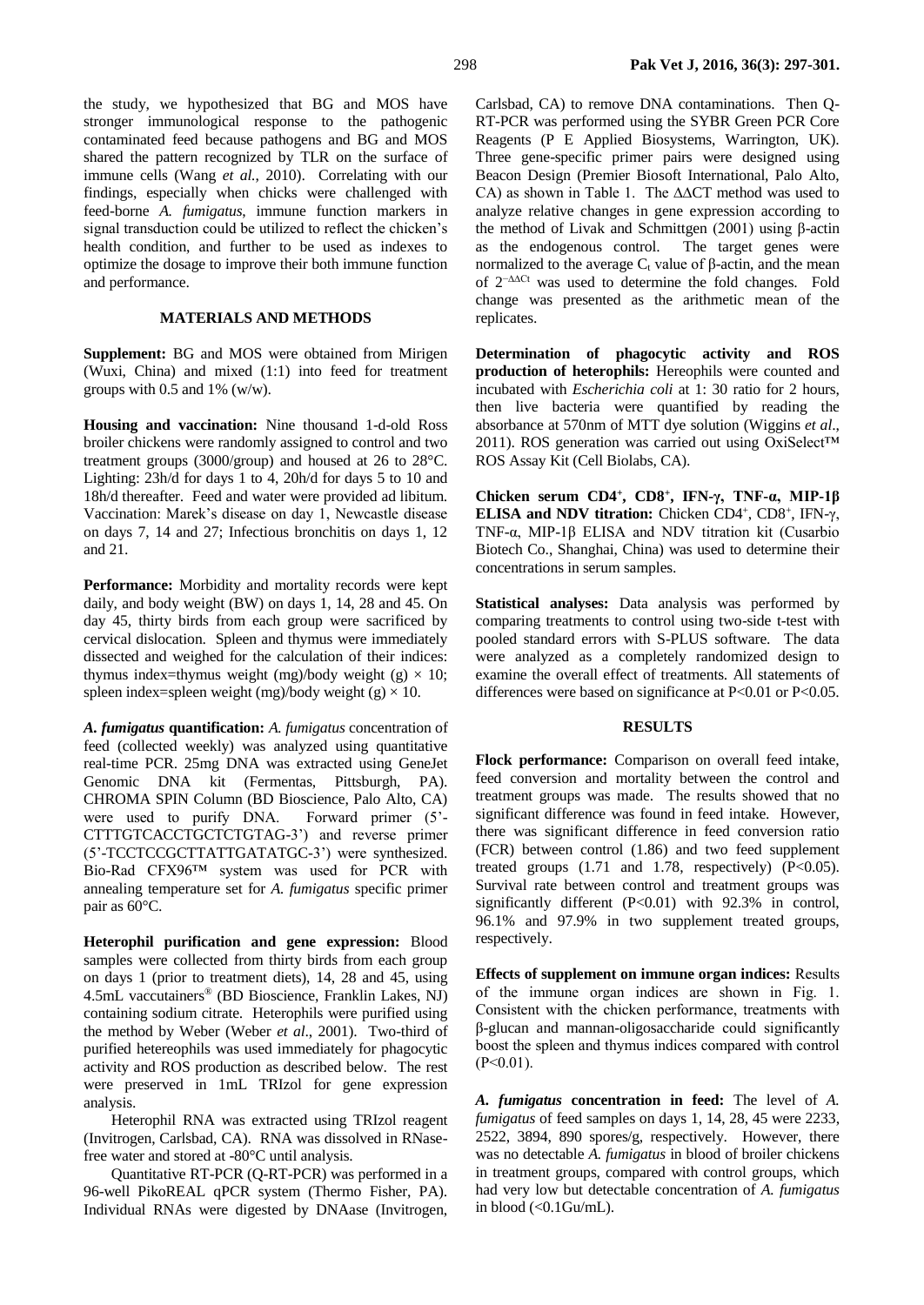the study, we hypothesized that BG and MOS have stronger immunological response to the pathogenic contaminated feed because pathogens and BG and MOS shared the pattern recognized by TLR on the surface of immune cells (Wang *et al.*, 2010). Correlating with our findings, especially when chicks were challenged with feed-borne *A. fumigatus*, immune function markers in signal transduction could be utilized to reflect the chicken's health condition, and further to be used as indexes to optimize the dosage to improve their both immune function and performance.

## MATERIALS AND METHODS

**Supplement:** BG and MOS were obtained from Mirigen (Wuxi, China) and mixed (1:1) into feed for treatment groups with 0.5 and 1% (w/w).

**Housing and vaccination:** Nine thousand 1-d-old Ross broiler chickens were randomly assigned to control and two treatment groups (3000/group) and housed at 26 to 28°C. Lighting: 23h/d for days 1 to 4, 20h/d for days 5 to 10 and 18h/d thereafter. Feed and water were provided ad libitum. Vaccination: Marek's disease on day 1, Newcastle disease on days 7, 14 and 27; Infectious bronchitis on days 1, 12 and 21.

**Performance:** Morbidity and mortality records were kept daily, and body weight (BW) on days 1, 14, 28 and 45. On day 45, thirty birds from each group were sacrificed by cervical dislocation. Spleen and thymus were immediately dissected and weighed for the calculation of their indices: thymus index=thymus weight (mg)/body weight (g) × 10; spleen index=spleen weight (mg)/body weight (g) × 10.

***A. fumigatus* quantification:** *A. fumigatus* concentration of feed (collected weekly) was analyzed using quantitative real-time PCR. 25mg DNA was extracted using GeneJet Genomic DNA kit (Fermentas, Pittsburgh, PA). CHROMA SPIN Column (BD Bioscience, Palo Alto, CA) were used to purify DNA. Forward primer (5'-CTTTGTCACCTGCTCTGTAG-3') and reverse primer (5'-TCCTCCGCTTATTGATATGC-3') were synthesized. Bio-Rad CFX96™ system was used for PCR with annealing temperature set for *A. fumigatus* specific primer pair as 60°C.

**Heterophil purification and gene expression:** Blood samples were collected from thirty birds from each group on days 1 (prior to treatment diets), 14, 28 and 45, using 4.5mL vaccutainers® (BD Bioscience, Franklin Lakes, NJ) containing sodium citrate. Heterophils were purified using the method by Weber (Weber *et al*., 2001). Two-third of purified hetereophils was used immediately for phagocytic activity and ROS production as described below. The rest were preserved in 1mL TRIzol for gene expression analysis.

Heterophil RNA was extracted using TRIzol reagent (Invitrogen, Carlsbad, CA). RNA was dissolved in RNase-free water and stored at -80°C until analysis.

Quantitative RT-PCR (Q-RT-PCR) was performed in a 96-well PikoREAL qPCR system (Thermo Fisher, PA). Individual RNAs were digested by DNAase (Invitrogen, Carlsbad, CA) to remove DNA contaminations. Then Q-RT-PCR was performed using the SYBR Green PCR Core Reagents (P E Applied Biosystems, Warrington, UK). Three gene-specific primer pairs were designed using Beacon Design (Premier Biosoft International, Palo Alto, CA) as shown in Table 1. The ΔΔCT method was used to analyze relative changes in gene expression according to the method of Livak and Schmittgen (2001) using β-actin as the endogenous control. The target genes were normalized to the average $C_t$ value of β-actin, and the mean of $2^{-\Delta\Delta Ct}$ was used to determine the fold changes. Fold change was presented as the arithmetic mean of the replicates.

**Determination of phagocytic activity and ROS production of heterophils:** Hereophils were counted and incubated with *Escherichia coli* at 1: 30 ratio for 2 hours, then live bacteria were quantified by reading the absorbance at 570nm of MTT dye solution (Wiggins *et al*., 2011). ROS generation was carried out using OxiSelect™ ROS Assay Kit (Cell Biolabs, CA).

**Chicken serum $CD4^+$, $CD8^+$, IFN-γ, TNF-α, MIP-1β ELISA and NDV titration:** Chicken $CD4^+$, $CD8^+$, IFN-γ, TNF-α, MIP-1β ELISA and NDV titration kit (Cusarbio Biotech Co., Shanghai, China) was used to determine their concentrations in serum samples.

**Statistical analyses:** Data analysis was performed by comparing treatments to control using two-side t-test with pooled standard errors with S-PLUS software. The data were analyzed as a completely randomized design to examine the overall effect of treatments. All statements of differences were based on significance at $P<0.01$ or $P<0.05$.

## RESULTS

**Flock performance:** Comparison on overall feed intake, feed conversion and mortality between the control and treatment groups was made. The results showed that no significant difference was found in feed intake. However, there was significant difference in feed conversion ratio (FCR) between control (1.86) and two feed supplement treated groups (1.71 and 1.78, respectively) ($P<0.05$). Survival rate between control and treatment groups was significantly different ($P<0.01$) with 92.3% in control, 96.1% and 97.9% in two supplement treated groups, respectively.

**Effects of supplement on immune organ indices:** Results of the immune organ indices are shown in Fig. 1. Consistent with the chicken performance, treatments with β-glucan and mannan-oligosaccharide could significantly boost the spleen and thymus indices compared with control ($P<0.01$).

***A. fumigatus* concentration in feed:** The level of *A. fumigatus* of feed samples on days 1, 14, 28, 45 were 2233, 2522, 3894, 890 spores/g, respectively. However, there was no detectable *A. fumigatus* in blood of broiler chickens in treatment groups, compared with control groups, which had very low but detectable concentration of *A. fumigatus* in blood (<0.1Gu/mL).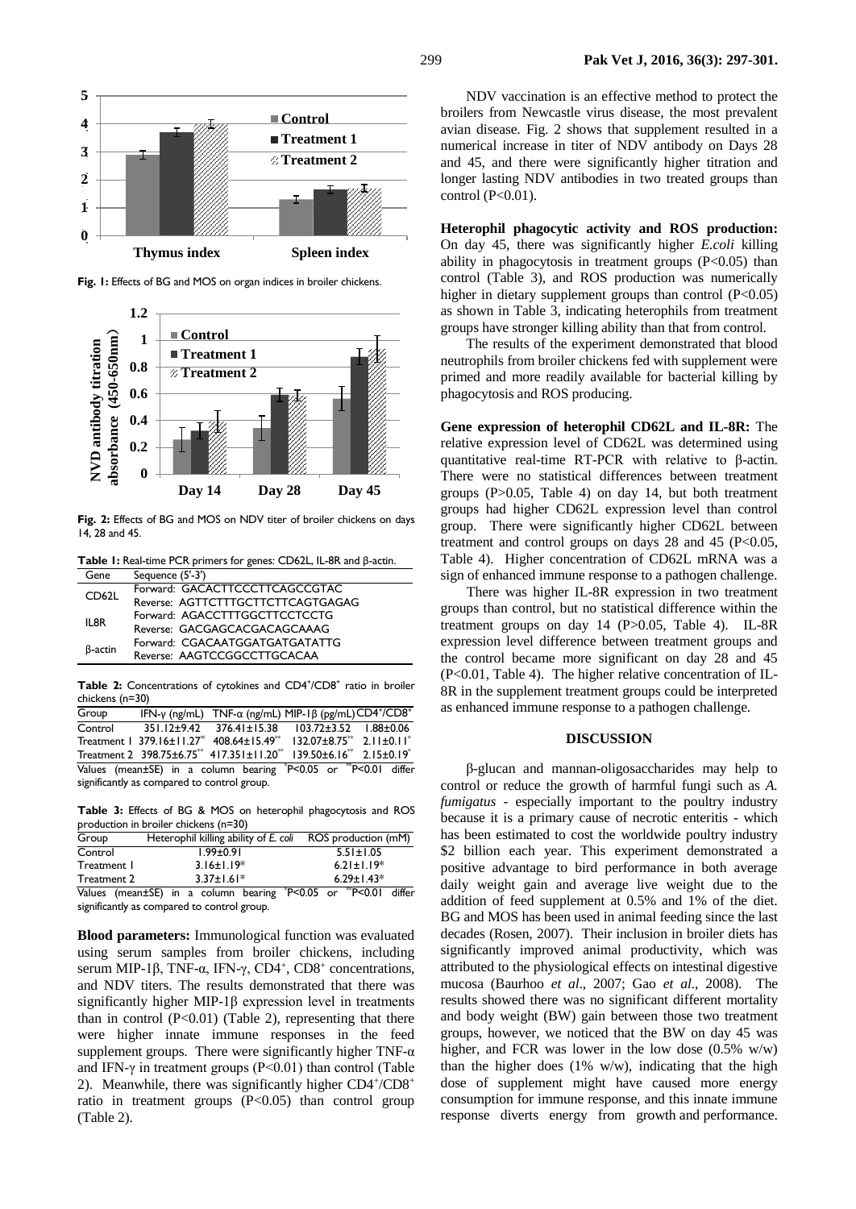**Fig. 1:** Effects of BG and MOS on organ indices in broiler chickens.

**Fig. 2:** Effects of BG and MOS on NDV titer of broiler chickens on days 14, 28 and 45.

**Table 1:** Real-time PCR primers for genes: CD62L, IL-8R and β-actin.

| Gene | Sequence (5'-3') |
|---|---|
| CD62L | Forward: GACACTTCCCTTCAGCCGTAC |
| | Reverse: AGTTCTTTGCTTCTTCAGTGAGAG |
| IL8R | Forward: AGACCTTTGGCTTCCTCCTG |
| | Reverse: GACGAGCACGACAGCAAAG |
| β-actin | Forward: CGACAATGGATGATGATATTG |
| | Reverse: AAGTCCGGCCTTGCACAA |

**Table 2:** Concentrations of cytokines and $CD4^+/CD8^+$ ratio in broiler chickens (n=30)

| Group | IFN-γ (ng/mL) | TNF-α (ng/mL) | MIP-1β (pg/mL) | $CD4^+/CD8^+$ |
|---|---|---|---|---|
| Control | 351.12±9.42 | 376.41±15.38 | 103.72±3.52 | 1.88±0.06 |
| Treatment 1 | 379.16±11.27** | 408.64±15.49** | 132.07±8.75** | 2.11±0.11* |
| Treatment 2 | 398.75±6.75** | 417.351±11.20** | 139.50±6.16** | 2.15±0.19* |

Values (mean±SE) in a column bearing *P<0.05 or **P<0.01 differ significantly as compared to control group.

**Table 3:** Effects of BG & MOS on heterophil phagocytosis and ROS production in broiler chickens (n=30)

| Group | Heterophil killing ability of *E. coli* | ROS production (mM) |
|---|---|---|
| Control | 1.99±0.91 | 5.51±1.05 |
| Treatment 1 | 3.16±1.19* | 6.21±1.19* |
| Treatment 2 | 3.37±1.61* | 6.29±1.43* |

Values (mean±SE) in a column bearing *P<0.05 or **P<0.01 differ significantly as compared to control group.

**Blood parameters:** Immunological function was evaluated using serum samples from broiler chickens, including serum MIP-1β, TNF-α, IFN-γ, $CD4^+$, $CD8^+$ concentrations, and NDV titers. The results demonstrated that there was significantly higher MIP-1β expression level in treatments than in control (P<0.01) (Table 2), representing that there were higher innate immune responses in the feed supplement groups. There were significantly higher TNF-α and IFN-γ in treatment groups (P<0.01) than control (Table 2). Meanwhile, there was significantly higher $CD4^+/CD8^+$ ratio in treatment groups (P<0.05) than control group (Table 2).

NDV vaccination is an effective method to protect the broilers from Newcastle virus disease, the most prevalent avian disease. Fig. 2 shows that supplement resulted in a numerical increase in titer of NDV antibody on Days 28 and 45, and there were significantly higher titration and longer lasting NDV antibodies in two treated groups than control (P<0.01).

**Heterophil phagocytic activity and ROS production:** On day 45, there was significantly higher *E.coli* killing ability in phagocytosis in treatment groups (P<0.05) than control (Table 3), and ROS production was numerically higher in dietary supplement groups than control (P<0.05) as shown in Table 3, indicating heterophils from treatment groups have stronger killing ability than that from control.

The results of the experiment demonstrated that blood neutrophils from broiler chickens fed with supplement were primed and more readily available for bacterial killing by phagocytosis and ROS producing.

**Gene expression of heterophil CD62L and IL-8R:** The relative expression level of CD62L was determined using quantitative real-time RT-PCR with relative to β-actin. There were no statistical differences between treatment groups (P>0.05, Table 4) on day 14, but both treatment groups had higher CD62L expression level than control group. There were significantly higher CD62L between treatment and control groups on days 28 and 45 (P<0.05, Table 4). Higher concentration of CD62L mRNA was a sign of enhanced immune response to a pathogen challenge.

There was higher IL-8R expression in two treatment groups than control, but no statistical difference within the treatment groups on day 14 (P>0.05, Table 4). IL-8R expression level difference between treatment groups and the control became more significant on day 28 and 45 (P<0.01, Table 4). The higher relative concentration of IL-8R in the supplement treatment groups could be interpreted as enhanced immune response to a pathogen challenge.

## DISCUSSION

β-glucan and mannan-oligosaccharides may help to control or reduce the growth of harmful fungi such as *A. fumigatus* - especially important to the poultry industry because it is a primary cause of necrotic enteritis - which has been estimated to cost the worldwide poultry industry \$2 billion each year. This experiment demonstrated a positive advantage to bird performance in both average daily weight gain and average live weight due to the addition of feed supplement at 0.5% and 1% of the diet. BG and MOS has been used in animal feeding since the last decades (Rosen, 2007). Their inclusion in broiler diets has significantly improved animal productivity, which was attributed to the physiological effects on intestinal digestive mucosa (Baurhoo *et al*., 2007; Gao *et al*., 2008). The results showed there was no significant different mortality and body weight (BW) gain between those two treatment groups, however, we noticed that the BW on day 45 was higher, and FCR was lower in the low dose (0.5% w/w) than the higher does (1% w/w), indicating that the high dose of supplement might have caused more energy consumption for immune response, and this innate immune response diverts energy from growth and performance.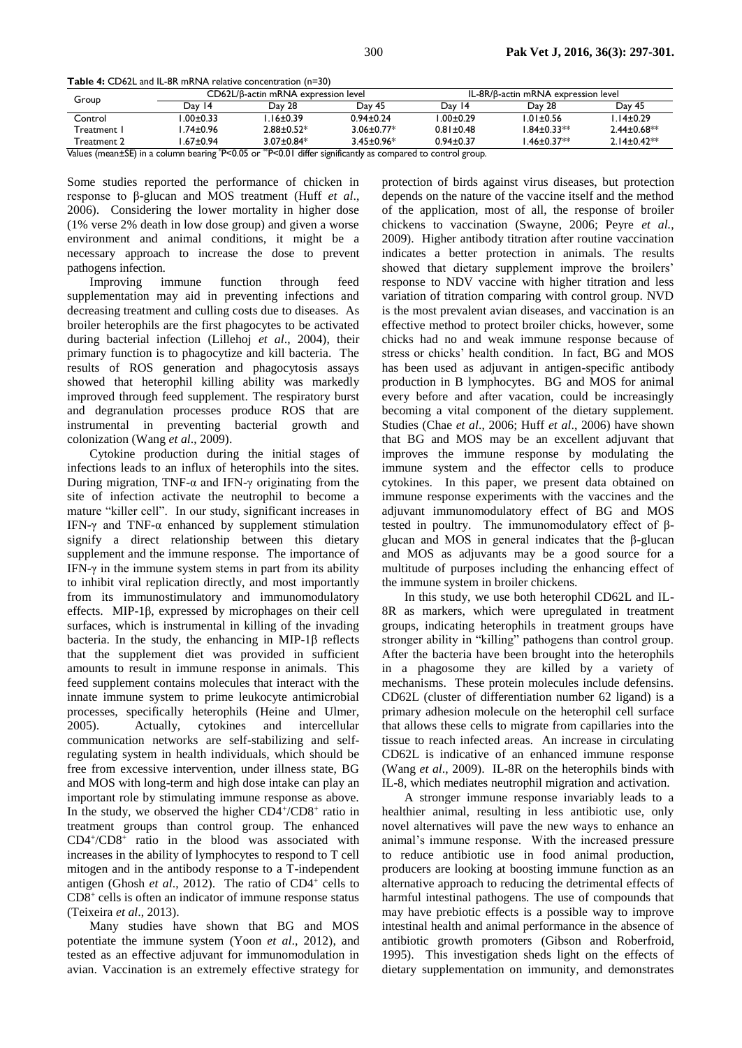**Table 4:** CD62L and IL-8R mRNA relative concentration (n=30)

| Group | CD62L/β-actin mRNA expression level | | | IL-8R/β-actin mRNA expression level | | |
|---|---|---|---|---|---|---|
| | Day 14 | Day 28 | Day 45 | Day 14 | Day 28 | Day 45 |
| Control | 1.00±0.33 | 1.16±0.39 | 0.94±0.24 | 1.00±0.29 | 1.01±0.56 | 1.14±0.29 |
| Treatment 1 | 1.74±0.96 | 2.88±0.52* | 3.06±0.77* | 0.81±0.48 | 1.84±0.33** | 2.44±0.68** |
| Treatment 2 | 1.67±0.94 | 3.07±0.84* | 3.45±0.96* | 0.94±0.37 | 1.46±0.37** | 2.14±0.42** |

Values (mean±SE) in a column bearing *P<0.05 or **P<0.01 differ significantly as compared to control group.

Some studies reported the performance of chicken in response to β-glucan and MOS treatment (Huff *et al*., 2006). Considering the lower mortality in higher dose (1% verse 2% death in low dose group) and given a worse environment and animal conditions, it might be a necessary approach to increase the dose to prevent pathogens infection.

Improving immune function through feed supplementation may aid in preventing infections and decreasing treatment and culling costs due to diseases. As broiler heterophils are the first phagocytes to be activated during bacterial infection (Lillehoj *et al*., 2004), their primary function is to phagocytize and kill bacteria. The results of ROS generation and phagocytosis assays showed that heterophil killing ability was markedly improved through feed supplement. The respiratory burst and degranulation processes produce ROS that are instrumental in preventing bacterial growth and colonization (Wang *et al*., 2009).

Cytokine production during the initial stages of infections leads to an influx of heterophils into the sites. During migration, TNF-α and IFN-γ originating from the site of infection activate the neutrophil to become a mature "killer cell". In our study, significant increases in IFN-γ and TNF-α enhanced by supplement stimulation signify a direct relationship between this dietary supplement and the immune response. The importance of IFN-γ in the immune system stems in part from its ability to inhibit viral replication directly, and most importantly from its immunostimulatory and immunomodulatory effects. MIP-1β, expressed by microphages on their cell surfaces, which is instrumental in killing of the invading bacteria. In the study, the enhancing in MIP-1β reflects that the supplement diet was provided in sufficient amounts to result in immune response in animals. This feed supplement contains molecules that interact with the innate immune system to prime leukocyte antimicrobial processes, specifically heterophils (Heine and Ulmer, 2005). Actually, cytokines and intercellular communication networks are self-stabilizing and self-regulating system in health individuals, which should be free from excessive intervention, under illness state, BG and MOS with long-term and high dose intake can play an important role by stimulating immune response as above. In the study, we observed the higher $CD4^+/CD8^+$ ratio in treatment groups than control group. The enhanced $CD4^+/CD8^+$ ratio in the blood was associated with increases in the ability of lymphocytes to respond to T cell mitogen and in the antibody response to a T-independent antigen (Ghosh *et al*., 2012). The ratio of $CD4^+$ cells to $CD8^+$ cells is often an indicator of immune response status (Teixeira *et al*., 2013).

Many studies have shown that BG and MOS potentiate the immune system (Yoon *et al*., 2012), and tested as an effective adjuvant for immunomodulation in avian. Vaccination is an extremely effective strategy for protection of birds against virus diseases, but protection depends on the nature of the vaccine itself and the method of the application, most of all, the response of broiler chickens to vaccination (Swayne, 2006; Peyre *et al.*, 2009). Higher antibody titration after routine vaccination indicates a better protection in animals. The results showed that dietary supplement improve the broilers' response to NDV vaccine with higher titration and less variation of titration comparing with control group. NVD is the most prevalent avian diseases, and vaccination is an effective method to protect broiler chicks, however, some chicks had no and weak immune response because of stress or chicks' health condition. In fact, BG and MOS has been used as adjuvant in antigen-specific antibody production in B lymphocytes. BG and MOS for animal every before and after vacation, could be increasingly becoming a vital component of the dietary supplement. Studies (Chae *et al*., 2006; Huff *et al*., 2006) have shown that BG and MOS may be an excellent adjuvant that improves the immune response by modulating the immune system and the effector cells to produce cytokines. In this paper, we present data obtained on immune response experiments with the vaccines and the adjuvant immunomodulatory effect of BG and MOS tested in poultry. The immunomodulatory effect of β-glucan and MOS in general indicates that the β-glucan and MOS as adjuvants may be a good source for a multitude of purposes including the enhancing effect of the immune system in broiler chickens.

In this study, we use both heterophil CD62L and IL-8R as markers, which were upregulated in treatment groups, indicating heterophils in treatment groups have stronger ability in "killing" pathogens than control group. After the bacteria have been brought into the heterophils in a phagosome they are killed by a variety of mechanisms. These protein molecules include defensins. CD62L (cluster of differentiation number 62 ligand) is a primary adhesion molecule on the heterophil cell surface that allows these cells to migrate from capillaries into the tissue to reach infected areas. An increase in circulating CD62L is indicative of an enhanced immune response (Wang *et al*., 2009). IL-8R on the heterophils binds with IL-8, which mediates neutrophil migration and activation.

A stronger immune response invariably leads to a healthier animal, resulting in less antibiotic use, only novel alternatives will pave the new ways to enhance an animal's immune response. With the increased pressure to reduce antibiotic use in food animal production, producers are looking at boosting immune function as an alternative approach to reducing the detrimental effects of harmful intestinal pathogens. The use of compounds that may have prebiotic effects is a possible way to improve intestinal health and animal performance in the absence of antibiotic growth promoters (Gibson and Roberfroid, 1995). This investigation sheds light on the effects of dietary supplementation on immunity, and demonstrates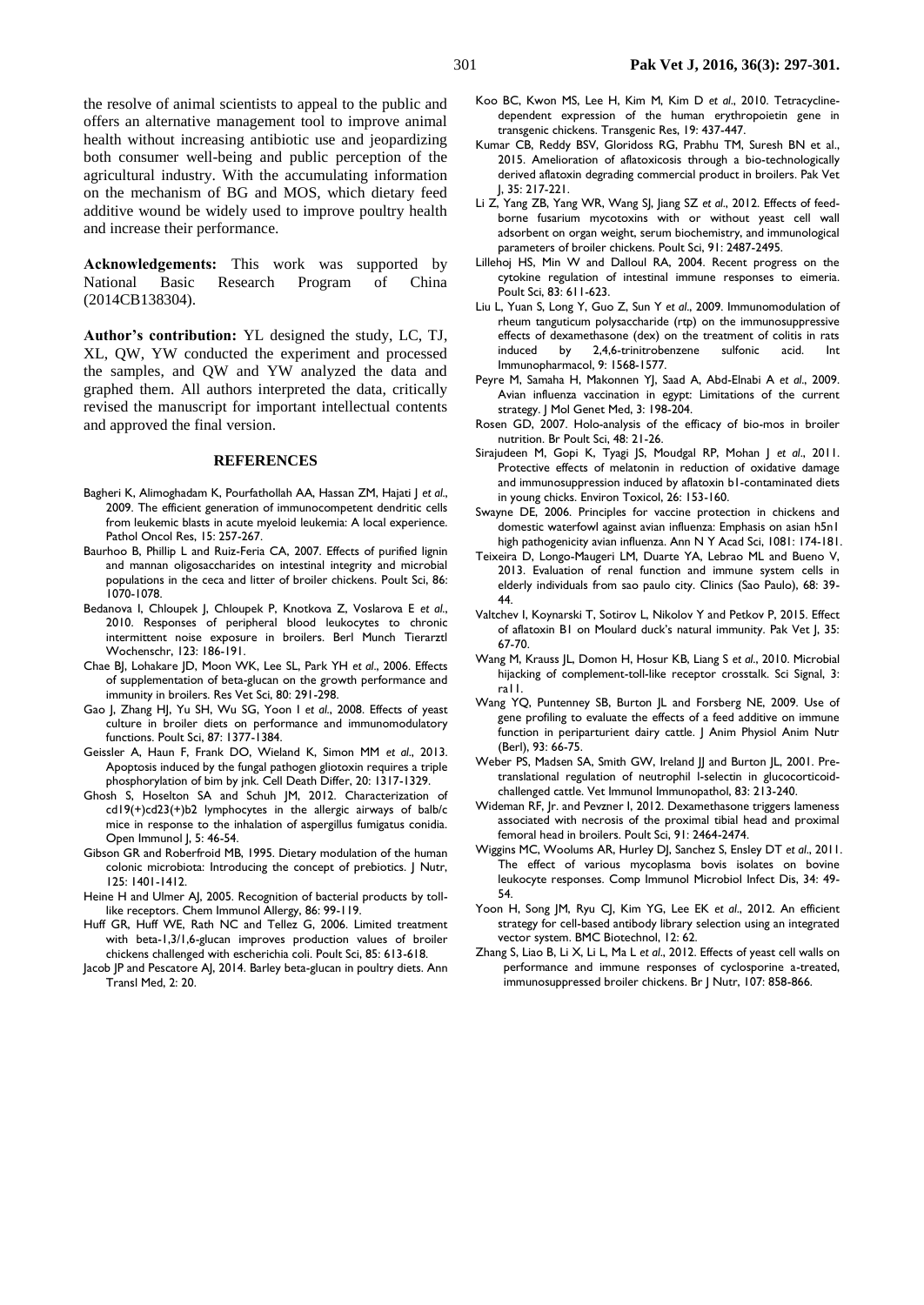the resolve of animal scientists to appeal to the public and offers an alternative management tool to improve animal health without increasing antibiotic use and jeopardizing both consumer well-being and public perception of the agricultural industry. With the accumulating information on the mechanism of BG and MOS, which dietary feed additive wound be widely used to improve poultry health and increase their performance.

**Acknowledgements:** This work was supported by National Basic Research Program of China (2014CB138304).

**Author's contribution:** YL designed the study, LC, TJ, XL, QW, YW conducted the experiment and processed the samples, and QW and YW analyzed the data and graphed them. All authors interpreted the data, critically revised the manuscript for important intellectual contents and approved the final version.

## REFERENCES

Bagheri K, Alimoghadam K, Pourfathollah AA, Hassan ZM, Hajati J *et al*., 2009. The efficient generation of immunocompetent dendritic cells from leukemic blasts in acute myeloid leukemia: A local experience. Pathol Oncol Res, 15: 257-267.

Baurhoo B, Phillip L and Ruiz-Feria CA, 2007. Effects of purified lignin and mannan oligosaccharides on intestinal integrity and microbial populations in the ceca and litter of broiler chickens. Poult Sci, 86: 1070-1078.

Bedanova I, Chloupek J, Chloupek P, Knotkova Z, Voslarova E *et al*., 2010. Responses of peripheral blood leukocytes to chronic intermittent noise exposure in broilers. Berl Munch Tierarztl Wochenschr, 123: 186-191.

Chae BJ, Lohakare JD, Moon WK, Lee SL, Park YH *et al*., 2006. Effects of supplementation of beta-glucan on the growth performance and immunity in broilers. Res Vet Sci, 80: 291-298.

Gao J, Zhang HJ, Yu SH, Wu SG, Yoon I *et al*., 2008. Effects of yeast culture in broiler diets on performance and immunomodulatory functions. Poult Sci, 87: 1377-1384.

Geissler A, Haun F, Frank DO, Wieland K, Simon MM *et al*., 2013. Apoptosis induced by the fungal pathogen gliotoxin requires a triple phosphorylation of bim by jnk. Cell Death Differ, 20: 1317-1329.

Ghosh S, Hoselton SA and Schuh JM, 2012. Characterization of cd19(+)cd23(+)b2 lymphocytes in the allergic airways of balb/c mice in response to the inhalation of aspergillus fumigatus conidia. Open Immunol J, 5: 46-54.

Gibson GR and Roberfroid MB, 1995. Dietary modulation of the human colonic microbiota: Introducing the concept of prebiotics. J Nutr, 125: 1401-1412.

Heine H and Ulmer AJ, 2005. Recognition of bacterial products by toll-like receptors. Chem Immunol Allergy, 86: 99-119.

Huff GR, Huff WE, Rath NC and Tellez G, 2006. Limited treatment with beta-1,3/1,6-glucan improves production values of broiler chickens challenged with escherichia coli. Poult Sci, 85: 613-618.

Jacob JP and Pescatore AJ, 2014. Barley beta-glucan in poultry diets. Ann Transl Med, 2: 20.

Koo BC, Kwon MS, Lee H, Kim M, Kim D *et al*., 2010. Tetracycline-dependent expression of the human erythropoietin gene in transgenic chickens. Transgenic Res, 19: 437-447.

Kumar CB, Reddy BSV, Gloridoss RG, Prabhu TM, Suresh BN et al., 2015. Amelioration of aflatoxicosis through a bio-technologically derived aflatoxin degrading commercial product in broilers. Pak Vet J, 35: 217-221.

Li Z, Yang ZB, Yang WR, Wang SJ, Jiang SZ *et al*., 2012. Effects of feed-borne fusarium mycotoxins with or without yeast cell wall adsorbent on organ weight, serum biochemistry, and immunological parameters of broiler chickens. Poult Sci, 91: 2487-2495.

Lillehoj HS, Min W and Dalloul RA, 2004. Recent progress on the cytokine regulation of intestinal immune responses to eimeria. Poult Sci, 83: 611-623.

Liu L, Yuan S, Long Y, Guo Z, Sun Y *et al*., 2009. Immunomodulation of rheum tanguticum polysaccharide (rtp) on the immunosuppressive effects of dexamethasone (dex) on the treatment of colitis in rats induced by 2,4,6-trinitrobenzene sulfonic acid. Int Immunopharmacol, 9: 1568-1577.

Peyre M, Samaha H, Makonnen YJ, Saad A, Abd-Elnabi A *et al*., 2009. Avian influenza vaccination in egypt: Limitations of the current strategy. J Mol Genet Med, 3: 198-204.

Rosen GD, 2007. Holo-analysis of the efficacy of bio-mos in broiler nutrition. Br Poult Sci, 48: 21-26.

Sirajudeen M, Gopi K, Tyagi JS, Moudgal RP, Mohan J *et al*., 2011. Protective effects of melatonin in reduction of oxidative damage and immunosuppression induced by aflatoxin b1-contaminated diets in young chicks. Environ Toxicol, 26: 153-160.

Swayne DE, 2006. Principles for vaccine protection in chickens and domestic waterfowl against avian influenza: Emphasis on asian h5n1 high pathogenicity avian influenza. Ann N Y Acad Sci, 1081: 174-181.

Teixeira D, Longo-Maugeri LM, Duarte YA, Lebrao ML and Bueno V, 2013. Evaluation of renal function and immune system cells in elderly individuals from sao paulo city. Clinics (Sao Paulo), 68: 39-44.

Valtchev I, Koynarski T, Sotirov L, Nikolov Y and Petkov P, 2015. Effect of aflatoxin B1 on Moulard duck's natural immunity. Pak Vet J, 35: 67-70.

Wang M, Krauss JL, Domon H, Hosur KB, Liang S *et al*., 2010. Microbial hijacking of complement-toll-like receptor crosstalk. Sci Signal, 3: ra11.

Wang YQ, Puntenney SB, Burton JL and Forsberg NE, 2009. Use of gene profiling to evaluate the effects of a feed additive on immune function in periparturient dairy cattle. J Anim Physiol Anim Nutr (Berl), 93: 66-75.

Weber PS, Madsen SA, Smith GW, Ireland JJ and Burton JL, 2001. Pre-translational regulation of neutrophil l-selectin in glucocorticoid-challenged cattle. Vet Immunol Immunopathol, 83: 213-240.

Wideman RF, Jr. and Pevzner I, 2012. Dexamethasone triggers lameness associated with necrosis of the proximal tibial head and proximal femoral head in broilers. Poult Sci, 91: 2464-2474.

Wiggins MC, Woolums AR, Hurley DJ, Sanchez S, Ensley DT *et al*., 2011. The effect of various mycoplasma bovis isolates on bovine leukocyte responses. Comp Immunol Microbiol Infect Dis, 34: 49-54.

Yoon H, Song JM, Ryu CJ, Kim YG, Lee EK *et al*., 2012. An efficient strategy for cell-based antibody library selection using an integrated vector system. BMC Biotechnol, 12: 62.

Zhang S, Liao B, Li X, Li L, Ma L *et al*., 2012. Effects of yeast cell walls on performance and immune responses of cyclosporine a-treated, immunosuppressed broiler chickens. Br J Nutr, 107: 858-866.